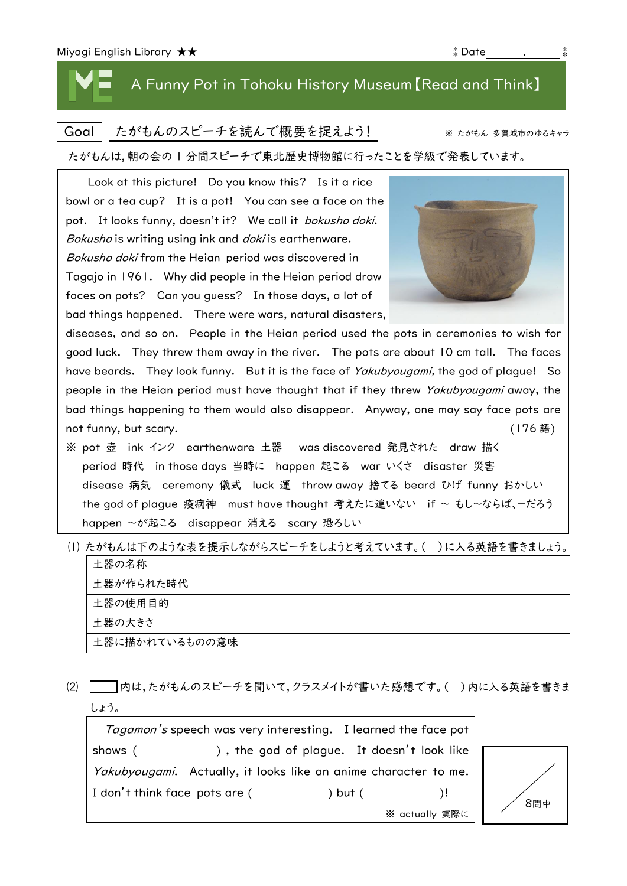Miyagi English Library ★★　　Date＿＿＿.＿＿＿

# A Funny Pot in Tohoku History Museum【Read and Think】

**Goal**　たがもんのスピーチを読んで概要を捉えよう！　　※ たがもん 多賀城市のゆるキャラ

たがもんは，朝の会の 1 分間スピーチで東北歴史博物館に行ったことを学級で発表しています。

Look at this picture! Do you know this? Is it a rice bowl or a tea cup? It is a pot! You can see a face on the pot. It looks funny, doesn't it? We call it *bokusho doki*. *Bokusho* is writing using ink and *doki* is earthenware. *Bokusho doki* from the Heian period was discovered in Tagajo in 1961. Why did people in the Heian period draw faces on pots? Can you guess? In those days, a lot of bad things happened. There were wars, natural disasters, diseases, and so on. People in the Heian period used the pots in ceremonies to wish for good luck. They threw them away in the river. The pots are about 10 cm tall. The faces have beards. They look funny. But it is the face of *Yakubyougami,* the god of plague! So people in the Heian period must have thought that if they threw *Yakubyougami* away, the bad things happening to them would also disappear. Anyway, one may say face pots are not funny, but scary.　(176 語)

※ pot 壺　ink インク　earthenware 土器　was discovered 発見された　draw 描く
period 時代　in those days 当時に　happen 起こる　war いくさ　disaster 災害
disease 病気　ceremony 儀式　luck 運　throw away 捨てる　beard ひげ　funny おかしい
the god of plague 疫病神　must have thought 考えたに違いない　if ～ もし～ならば，－だろう
happen ～が起こる　disappear 消える　scary 恐ろしい

(1) たがもんは下のような表を提示しながらスピーチをしようと考えています。(　) に入る英語を書きましょう。

| 土器の名称 | |
|---|---|
| 土器が作られた時代 | |
| 土器の使用目的 | |
| 土器の大きさ | |
| 土器に描かれているものの意味 | |

(2) ［　　］内は，たがもんのスピーチを聞いて，クラスメイトが書いた感想です。(　) 内に入る英語を書きましょう。

> *Tagamon's* speech was very interesting. I learned the face pot shows (　　　　　), the god of plague. It doesn't look like *Yakubyougami*. Actually, it looks like an anime character to me. I don't think face pots are (　　　　　) but (　　　　　)!
>
> ※ actually 実際に

／8問中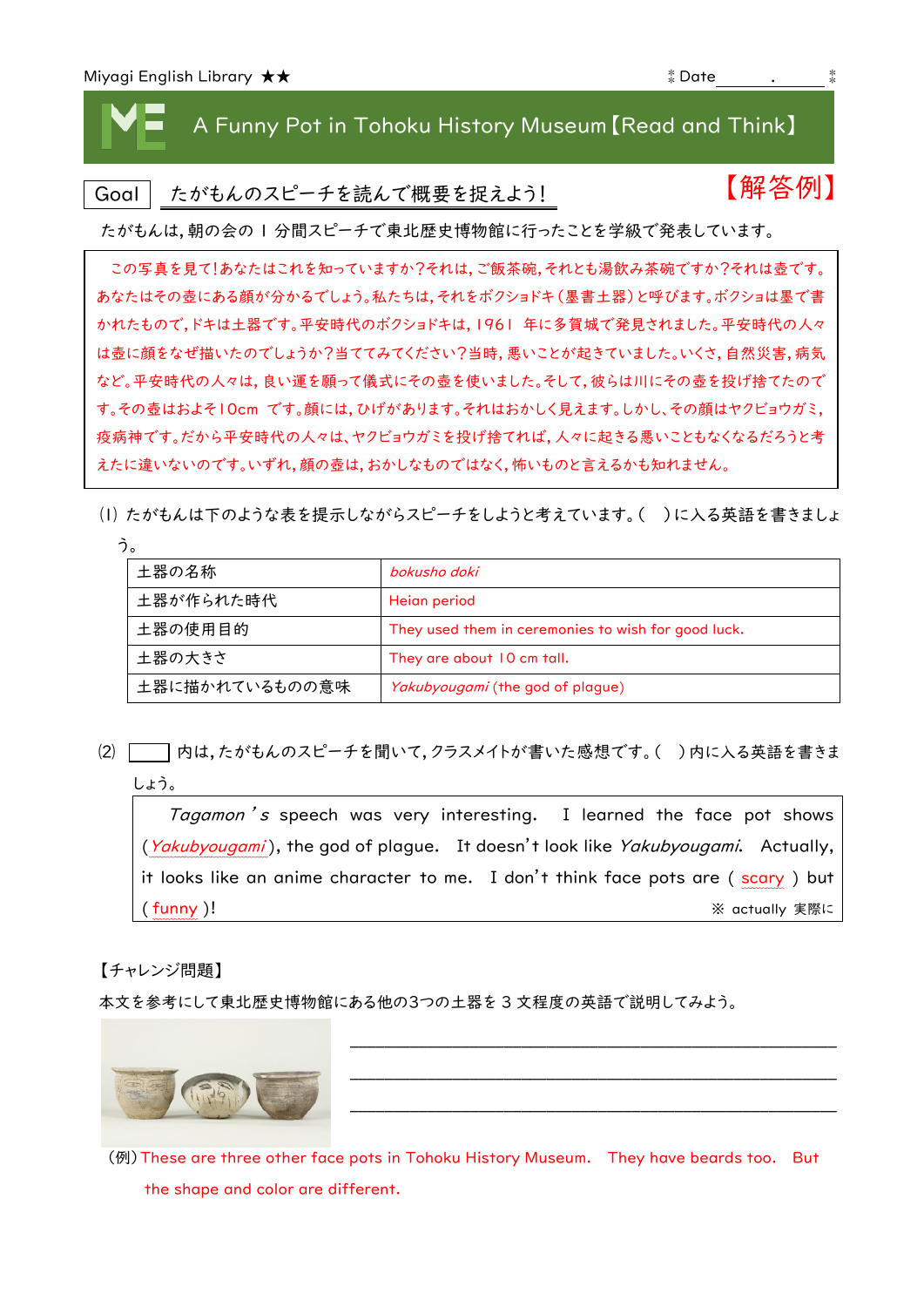Miyagi English Library ★★ Date＿＿＿＿.＿＿＿＿

# A Funny Pot in Tohoku History Museum【Read and Think】

**Goal** たがもんのスピーチを読んで概要を捉えよう！ 【解答例】

たがもんは，朝の会の１分間スピーチで東北歴史博物館に行ったことを学級で発表しています。

この写真を見て！あなたはこれを知っていますか？それは，ご飯茶碗，それとも湯飲み茶碗ですか？それは壺です。あなたはその壺にある顔が分かるでしょう。私たちは，それをボクショドキ（墨書土器）と呼びます。ボクショは墨で書かれたもので，ドキは土器です。平安時代のボクショドキは，1961 年に多賀城で発見されました。平安時代の人々は壺に顔をなぜ描いたのでしょうか？当ててみてください？当時，悪いことが起きていました。いくさ，自然災害，病気など。平安時代の人々は，良い運を願って儀式にその壺を使いました。そして，彼らは川にその壺を投げ捨てたのです。その壺はおよそ10cm です。顔には，ひげがあります。それはおかしく見えます。しかし、その顔はヤクビョウガミ，疫病神です。だから平安時代の人々は、ヤクビョウガミを投げ捨てれば，人々に起きる悪いこともなくなるだろうと考えたに違いないのです。いずれ，顔の壺は，おかしなものではなく，怖いものと言えるかも知れません。

(1) たがもんは下のような表を提示しながらスピーチをしようと考えています。（　）に入る英語を書きましょう。

| | |
|---|---|
| 土器の名称 | *bokusho doki* |
| 土器が作られた時代 | Heian period |
| 土器の使用目的 | They used them in ceremonies to wish for good luck. |
| 土器の大きさ | They are about 10 cm tall. |
| 土器に描かれているものの意味 | *Yakubyougami* (the god of plague) |

(2) ［　　］内は，たがもんのスピーチを聞いて，クラスメイトが書いた感想です。（　）内に入る英語を書きましょう。

*Tagamon's* speech was very interesting. I learned the face pot shows (*Yakubyougami*), the god of plague. It doesn't look like *Yakubyougami*. Actually, it looks like an anime character to me. I don't think face pots are ( scary ) but ( funny )!

※ actually 実際に

【チャレンジ問題】

本文を参考にして東北歴史博物館にある他の3つの土器を３文程度の英語で説明してみよう。

＿＿＿＿＿＿＿＿＿＿＿＿＿＿＿＿＿＿＿＿＿＿＿＿＿＿＿＿

＿＿＿＿＿＿＿＿＿＿＿＿＿＿＿＿＿＿＿＿＿＿＿＿＿＿＿＿

＿＿＿＿＿＿＿＿＿＿＿＿＿＿＿＿＿＿＿＿＿＿＿＿＿＿＿＿

（例）These are three other face pots in Tohoku History Museum. They have beards too. But the shape and color are different.